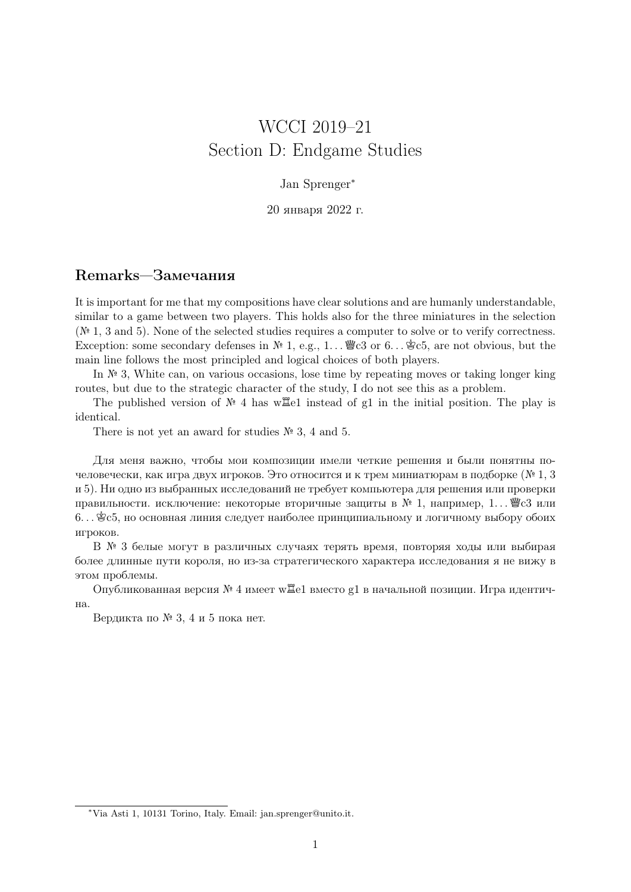# WCCI 2019–21
# Section D: Endgame Studies

Jan Sprenger*

20 января 2022 г.

## Remarks—Замечания

It is important for me that my compositions have clear solutions and are humanly understandable, similar to a game between two players. This holds also for the three miniatures in the selection (№ 1, 3 and 5). None of the selected studies requires a computer to solve or to verify correctness. Exception: some secondary defenses in № 1, e.g., 1... ♕c3 or 6... ♔c5, are not obvious, but the main line follows the most principled and logical choices of both players.

In № 3, White can, on various occasions, lose time by repeating moves or taking longer king routes, but due to the strategic character of the study, I do not see this as a problem.

The published version of № 4 has w♖e1 instead of g1 in the initial position. The play is identical.

There is not yet an award for studies № 3, 4 and 5.

Для меня важно, чтобы мои композиции имели четкие решения и были понятны по-человечески, как игра двух игроков. Это относится и к трем миниатюрам в подборке (№ 1, 3 и 5). Ни одно из выбранных исследований не требует компьютера для решения или проверки правильности. исключение: некоторые вторичные защиты в № 1, например, 1... ♕c3 или 6... ♔c5, но основная линия следует наиболее принципиальному и логичному выбору обоих игроков.

В № 3 белые могут в различных случаях терять время, повторяя ходы или выбирая более длинные пути короля, но из-за стратегического характера исследования я не вижу в этом проблемы.

Опубликованная версия № 4 имеет w♖e1 вместо g1 в начальной позиции. Игра идентична.

Вердикта по № 3, 4 и 5 пока нет.

---

*Via Asti 1, 10131 Torino, Italy. Email: jan.sprenger@unito.it.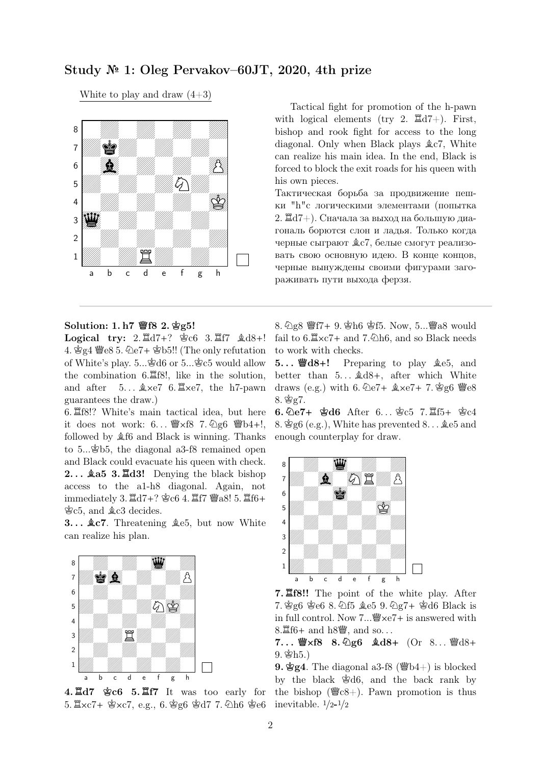## Study № 1: Oleg Pervakov–60JT, 2020, 4th prize

White to play and draw (4+3)

Tactical fight for promotion of the h-pawn with logical elements (try 2. ♖d7+). First, bishop and rook fight for access to the long diagonal. Only when Black plays ♗c7, White can realize his main idea. In the end, Black is forced to block the exit roads for his queen with his own pieces.

Тактическая борьба за продвижение пешки "h"с логическими элементами (попытка 2. ♖d7+). Сначала за выход на большую диагональ борются слон и ладья. Только когда черные сыграют ♗c7, белые смогут реализовать свою основную идею. В конце концов, черные вынуждены своими фигурами загораживать пути выхода ферзя.

**Solution: 1. h7 ♕f8 2. ♔g5!**

**Logical try:** 2. ♖d7+? ♔c6 3. ♖f7 ♗d8+! 4. ♔g4 ♕e8 5. ♘e7+ ♔b5!! (The only refutation of White's play. 5...♔d6 or 5...♔c5 would allow the combination 6. ♖f8!, like in the solution, and after 5... ♗×e7 6. ♖×e7, the h7-pawn guarantees the draw.)

6. ♖f8!? White's main tactical idea, but here it does not work: 6... ♕×f8 7. ♘g6 ♕b4+!, followed by ♗f6 and Black is winning. Thanks to 5...♔b5, the diagonal a3-f8 remained open and Black could evacuate his queen with check.

**2... ♗a5 3. ♖d3!** Denying the black bishop access to the a1-h8 diagonal. Again, not immediately 3. ♖d7+? ♔c6 4. ♖f7 ♕a8! 5. ♖f6+ ♔c5, and ♗c3 decides.

**3... ♗c7**. Threatening ♗e5, but now White can realize his plan.

**4. ♖d7 ♔c6 5. ♖f7** It was too early for 5. ♖×c7+ ♔×c7, e.g., 6. ♔g6 ♔d7 7. ♘h6 ♔e6 8. ♘g8 ♕f7+ 9. ♔h6 ♔f5. Now, 5...♕a8 would fail to 6. ♖×c7+ and 7. ♘h6, and so Black needs to work with checks.

**5... ♕d8+!** Preparing to play ♗e5, and better than 5... ♗d8+, after which White draws (e.g.) with 6. ♘e7+ ♗×e7+ 7. ♔g6 ♕e8 8. ♔g7.

**6. ♘e7+ ♔d6** After 6... ♔c5 7. ♖f5+ ♔c4 8. ♔g6 (e.g.), White has prevented 8... ♗e5 and enough counterplay for draw.

**7. ♖f8!!** The point of the white play. After 7. ♔g6 ♔e6 8. ♘f5 ♗e5 9. ♘g7+ ♔d6 Black is in full control. Now 7...♕×e7+ is answered with 8. ♖f6+ and h8♕, and so...

**7... ♕×f8 8. ♘g6 ♗d8+** (Or 8... ♕d8+ 9. ♔h5.)

**9. ♔g4**. The diagonal a3-f8 (♕b4+) is blocked by the black ♔d6, and the back rank by the bishop (♕c8+). Pawn promotion is thus inevitable. ½-½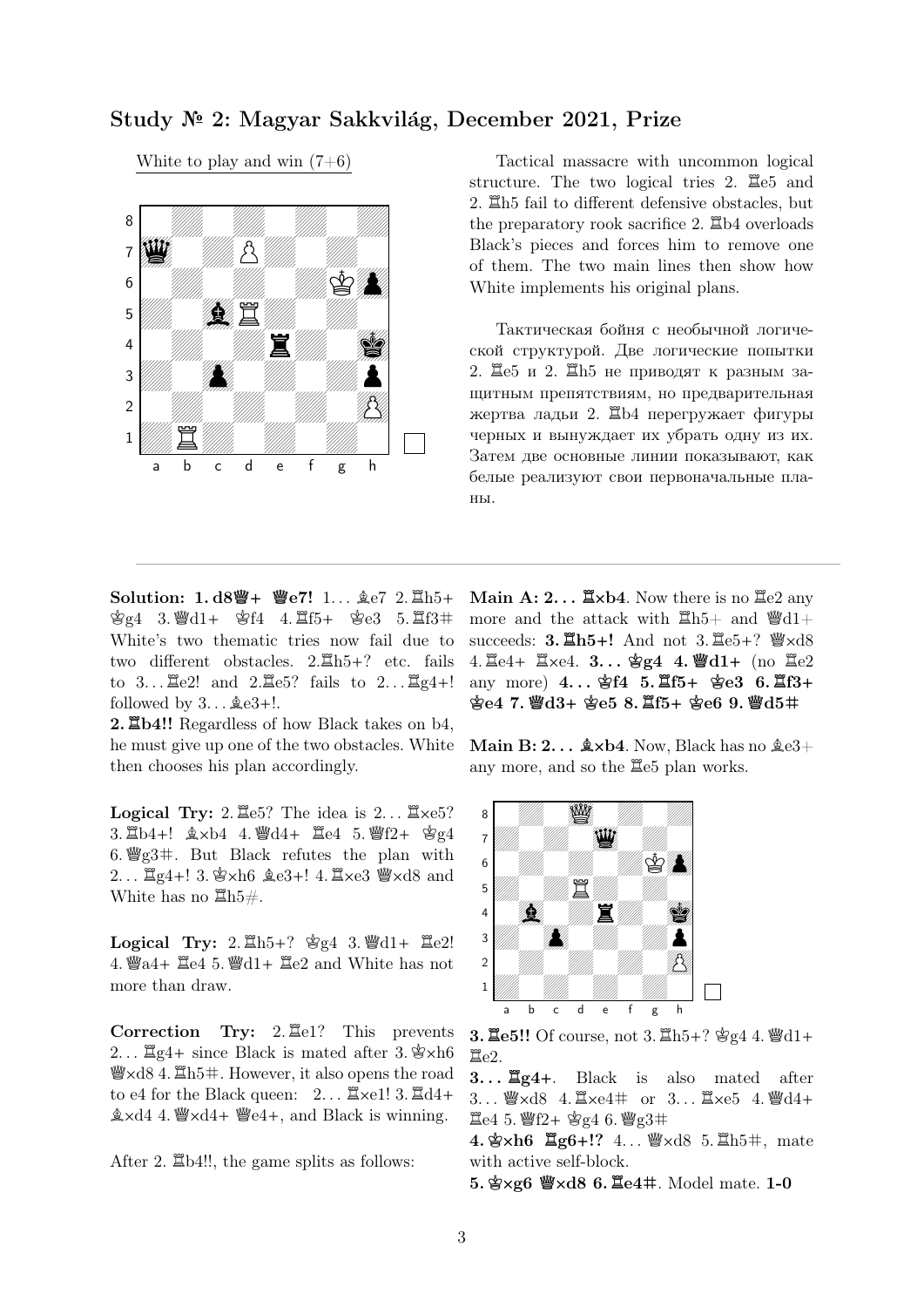## Study № 2: Magyar Sakkvilág, December 2021, Prize

White to play and win (7+6)

Tactical massacre with uncommon logical structure. The two logical tries 2. ♖e5 and 2. ♖h5 fail to different defensive obstacles, but the preparatory rook sacrifice 2. ♖b4 overloads Black's pieces and forces him to remove one of them. The two main lines then show how White implements his original plans.

Тактическая бойня с необычной логической структурой. Две логические попытки 2. ♖e5 и 2. ♖h5 не приводят к разным защитным препятствиям, но предварительная жертва ладьи 2. ♖b4 перегружает фигуры черных и вынуждает их убрать одну из них. Затем две основные линии показывают, как белые реализуют свои первоначальные планы.

---

**Solution: 1. d8♕+ ♕e7!** 1... ♗e7 2. ♖h5+ ♔g4 3. ♕d1+ ♔f4 4. ♖f5+ ♔e3 5. ♖f3# White's two thematic tries now fail due to two different obstacles. 2.♖h5+? etc. fails to 3... ♖e2! and 2.♖e5? fails to 2... ♖g4+! followed by 3... ♗e3+!.

**2. ♖b4!!** Regardless of how Black takes on b4, he must give up one of the two obstacles. White then chooses his plan accordingly.

**Logical Try:** 2. ♖e5? The idea is 2... ♖×e5? 3. ♖b4+! ♗×b4 4. ♕d4+ ♖e4 5. ♕f2+ ♔g4 6. ♕g3#. But Black refutes the plan with 2... ♖g4+! 3. ♔×h6 ♗e3+! 4. ♖×e3 ♕×d8 and White has no ♖h5#.

**Logical Try:** 2. ♖h5+? ♔g4 3. ♕d1+ ♖e2! 4. ♕a4+ ♖e4 5. ♕d1+ ♖e2 and White has not more than draw.

**Correction Try:** 2. ♖e1? This prevents 2... ♖g4+ since Black is mated after 3. ♔×h6 ♕×d8 4. ♖h5#. However, it also opens the road to e4 for the Black queen: 2... ♖×e1! 3. ♖d4+ ♗×d4 4. ♕×d4+ ♕e4+, and Black is winning.

After 2. ♖b4!!, the game splits as follows:

**Main A: 2... ♖×b4**. Now there is no ♖e2 any more and the attack with ♖h5+ and ♕d1+ succeeds: **3. ♖h5+!** And not 3. ♖e5+? ♕×d8 4. ♖e4+ ♖×e4. **3... ♔g4 4. ♕d1+** (no ♖e2 any more) **4... ♔f4 5. ♖f5+ ♔e3 6. ♖f3+ ♔e4 7. ♕d3+ ♔e5 8. ♖f5+ ♔e6 9. ♕d5#**

**Main B: 2... ♗×b4**. Now, Black has no ♗e3+ any more, and so the ♖e5 plan works.

**3. ♖e5!!** Of course, not 3. ♖h5+? ♔g4 4. ♕d1+ ♖e2.

**3... ♖g4+**. Black is also mated after 3... ♕×d8 4. ♖×e4# or 3... ♖×e5 4. ♕d4+ ♖e4 5. ♕f2+ ♔g4 6. ♕g3#

**4. ♔×h6 ♖g6+!?** 4... ♕×d8 5. ♖h5#, mate with active self-block.

**5. ♔×g6 ♕×d8 6. ♖e4#**. Model mate. **1-0**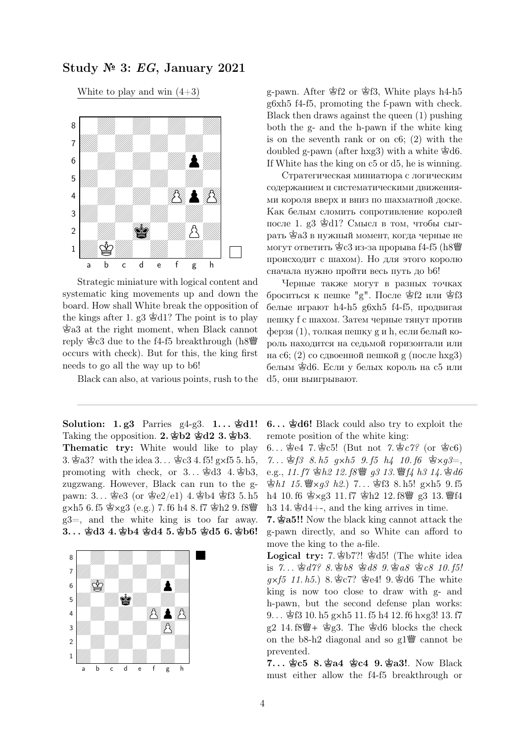## Study № 3: *EG*, January 2021

White to play and win (4+3)

Strategic miniature with logical content and systematic king movements up and down the board. How shall White break the opposition of the kings after 1. g3 ♔d1? The point is to play ♔a3 at the right moment, when Black cannot reply ♔c3 due to the f4-f5 breakthrough (h8♕ occurs with check). But for this, the king first needs to go all the way up to b6!

Black can also, at various points, rush to the g-pawn. After ♔f2 or ♔f3, White plays h4-h5 g6xh5 f4-f5, promoting the f-pawn with check. Black then draws against the queen (1) pushing both the g- and the h-pawn if the white king is on the seventh rank or on c6; (2) with the doubled g-pawn (after hxg3) with a white ♔d6. If White has the king on c5 or d5, he is winning.

Стратегическая миниатюра с логическим содержанием и систематическими движениями короля вверх и вниз по шахматной доске. Как белым сломить сопротивление королей после 1. g3 ♔d1? Смысл в том, чтобы сыграть ♔a3 в нужный момент, когда черные не могут ответить ♔c3 из-за прорыва f4-f5 (h8♕ происходит с шахом). Но для этого королю сначала нужно пройти весь путь до b6!

Черные также могут в разных точках броситься к пешке "g". После ♔f2 или ♔f3 белые играют h4-h5 g6xh5 f4-f5, продвигая пешку f с шахом. Затем черные тянут против ферзя (1), толкая пешку g и h, если белый король находится на седьмой горизонтали или на c6; (2) со сдвоенной пешкой g (после hxg3) белым ♔d6. Если у белых король на c5 или d5, они выигрывают.

---

**Solution: 1. g3** Parries g4-g3. **1... ♔d1!** Taking the opposition. **2. ♔b2 ♔d2 3. ♔b3**.

**Thematic try:** White would like to play 3. ♔a3? with the idea 3... ♔c3 4. f5! g×f5 5. h5, promoting with check, or 3... ♔d3 4. ♔b3, zugzwang. However, Black can run to the g-pawn: 3... ♔e3 (or ♔e2/e1) 4. ♔b4 ♔f3 5. h5 g×h5 6. f5 ♔×g3 (e.g.) 7. f6 h4 8. f7 ♔h2 9. f8♕ g3=, and the white king is too far away. **3... ♔d3 4. ♔b4 ♔d4 5. ♔b5 ♔d5 6. ♔b6!**

**6... ♔d6!** Black could also try to exploit the remote position of the white king:

6... ♔e4 7. ♔c5! (But not *7. ♔c7?* (or ♔c6) *7... ♔f3 8. h5 g×h5 9. f5 h4 10. f6 ♔×g3=*, e.g., *11. f7 ♔h2 12. f8♕ g3 13. ♕f4 h3 14. ♔d6 ♔h1 15. ♕×g3 h2.*) 7... ♔f3 8. h5! g×h5 9. f5 h4 10. f6 ♔×g3 11. f7 ♔h2 12. f8♕ g3 13. ♕f4 h3 14. ♔d4+-, and the king arrives in time.

**7. ♔a5!!** Now the black king cannot attack the g-pawn directly, and so White can afford to move the king to the a-file.

**Logical try:** 7. ♔b7?! ♔d5! (The white idea is *7... ♔d7? 8. ♔b8 ♔d8 9. ♔a8 ♔c8 10. f5! g×f5 11. h5.*) 8. ♔c7? ♔e4! 9. ♔d6 The white king is now too close to draw with g- and h-pawn, but the second defense plan works: 9... ♔f3 10. h5 g×h5 11. f5 h4 12. f6 h×g3! 13. f7 g2 14. f8♕+ ♔g3. The ♔d6 blocks the check on the b8-h2 diagonal and so g1♕ cannot be prevented.

**7... ♔c5 8. ♔a4 ♔c4 9. ♔a3!**. Now Black must either allow the f4-f5 breakthrough or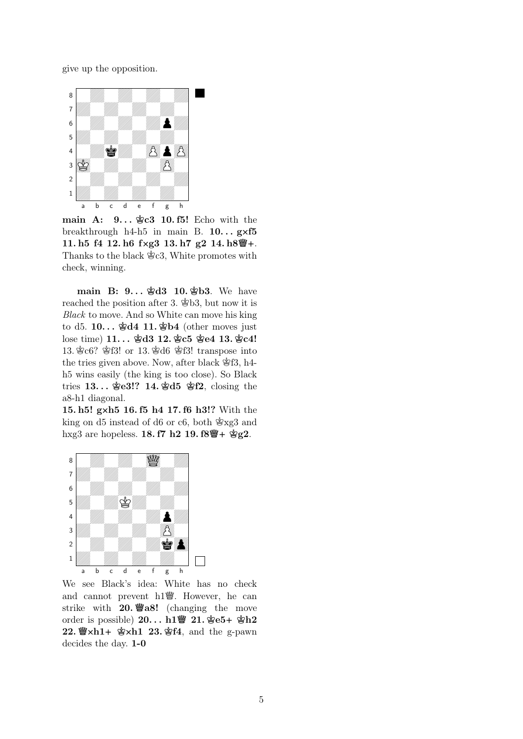give up the opposition.

**main A: 9... ♚c3 10. f5!** Echo with the breakthrough h4-h5 in main B. **10... g×f5 11. h5 f4 12. h6 f×g3 13. h7 g2 14. h8♕+**. Thanks to the black ♚c3, White promotes with check, winning.

**main B: 9... ♚d3 10. ♔b3**. We have reached the position after 3. ♔b3, but now it is *Black* to move. And so White can move his king to d5. **10... ♚d4 11. ♔b4** (other moves just lose time) **11... ♚d3 12. ♔c5 ♚e4 13. ♔c4!** 13. ♔c6? ♚f3! or 13. ♔d6 ♚f3! transpose into the tries given above. Now, after black ♚f3, h4-h5 wins easily (the king is too close). So Black tries **13... ♚e3!? 14. ♔d5 ♚f2**, closing the a8-h1 diagonal.

**15. h5! g×h5 16. f5 h4 17. f6 h3!?** With the king on d5 instead of d6 or c6, both ♚xg3 and hxg3 are hopeless. **18. f7 h2 19. f8♕+ ♚g2**.

We see Black's idea: White has no check and cannot prevent h1♛. However, he can strike with **20. ♕a8!** (changing the move order is possible) **20... h1♛ 21. ♔e5+ ♚h2 22. ♕×h1+ ♚×h1 23. ♔f4**, and the g-pawn decides the day. **1-0**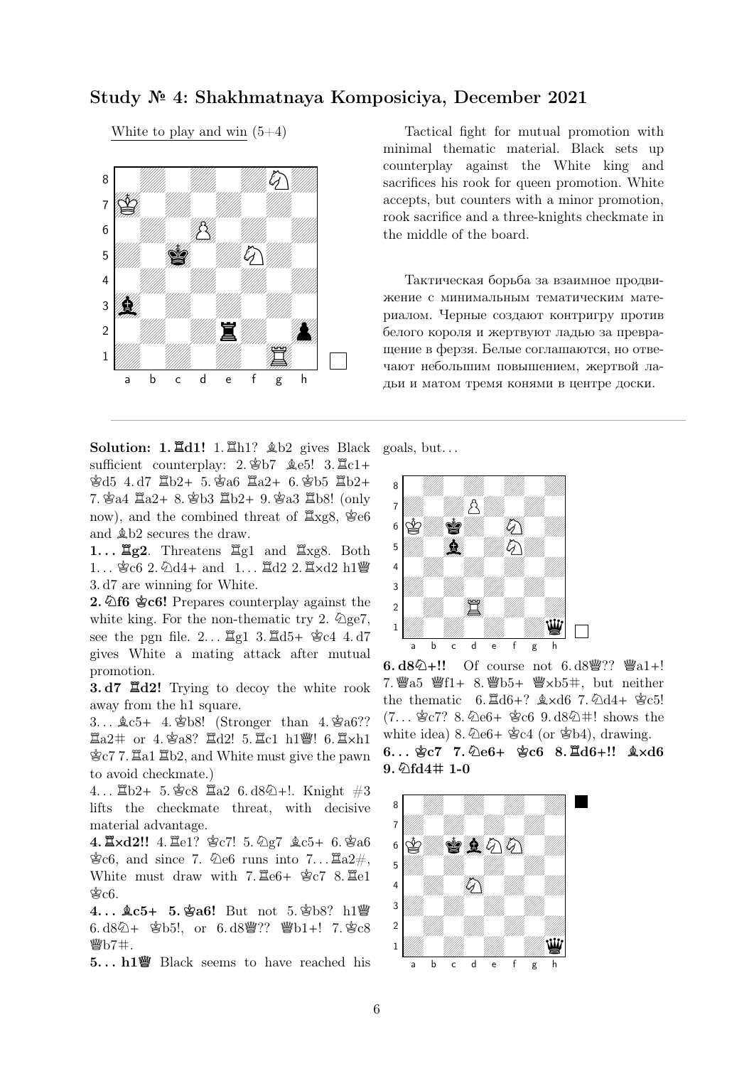## Study № 4: Shakhmatnaya Komposiciya, December 2021

White to play and win (5+4)

Tactical fight for mutual promotion with minimal thematic material. Black sets up counterplay against the White king and sacrifices his rook for queen promotion. White accepts, but counters with a minor promotion, rook sacrifice and a three-knights checkmate in the middle of the board.

Тактическая борьба за взаимное продвижение с минимальным тематическим материалом. Черные создают контригру против белого короля и жертвуют ладью за превращение в ферзя. Белые соглашаются, но отвечают небольшим повышением, жертвой ладьи и матом тремя конями в центре доски.

---

**Solution: 1. ♖d1!** 1. ♖h1? ♗b2 gives Black sufficient counterplay: 2. ♔b7 ♗e5! 3. ♖c1+ ♔d5 4. d7 ♖b2+ 5. ♔a6 ♖a2+ 6. ♔b5 ♖b2+ 7. ♔a4 ♖a2+ 8. ♔b3 ♖b2+ 9. ♔a3 ♖b8! (only now), and the combined threat of ♖xg8, ♔e6 and ♗b2 secures the draw.

**1... ♖g2**. Threatens ♖g1 and ♖xg8. Both 1... ♔c6 2. ♘d4+ and 1... ♖d2 2. ♖×d2 h1♕ 3. d7 are winning for White.

**2. ♘f6 ♔c6!** Prepares counterplay against the white king. For the non-thematic try 2. ♘ge7, see the pgn file. 2... ♖g1 3. ♖d5+ ♔c4 4. d7 gives White a mating attack after mutual promotion.

**3. d7 ♖d2!** Trying to decoy the white rook away from the h1 square.

3... ♗c5+ 4. ♔b8! (Stronger than 4. ♔a6?? ♖a2# or 4. ♔a8? ♖d2! 5. ♖c1 h1♕! 6. ♖×h1 ♔c7 7. ♖a1 ♖b2, and White must give the pawn to avoid checkmate.)

4... ♖b2+ 5. ♔c8 ♖a2 6. d8♘+!. Knight #3 lifts the checkmate threat, with decisive material advantage.

**4. ♖×d2!!** 4. ♖e1? ♔c7! 5. ♘g7 ♗c5+ 6. ♔a6 ♔c6, and since 7. ♘e6 runs into 7... ♖a2#, White must draw with 7. ♖e6+ ♔c7 8. ♖e1 ♔c6.

**4... ♗c5+ 5. ♔a6!** But not 5. ♔b8? h1♕ 6. d8♘+ ♔b5!, or 6. d8♕?? ♕b1+! 7. ♔c8 ♕b7#.

**5... h1♕** Black seems to have reached his goals, but...

**6. d8♘+!!** Of course not 6. d8♕?? ♕a1+! 7. ♕a5 ♕f1+ 8. ♕b5+ ♕×b5#, but neither the thematic 6. ♖d6+? ♗×d6 7. ♘d4+ ♔c5! (7... ♔c7? 8. ♘e6+ ♔c6 9. d8♘#! shows the white idea) 8. ♘e6+ ♔c4 (or ♔b4), drawing.

**6... ♔c7 7. ♘e6+ ♔c6 8. ♖d6+!! ♗×d6 9. ♘fd4# 1-0**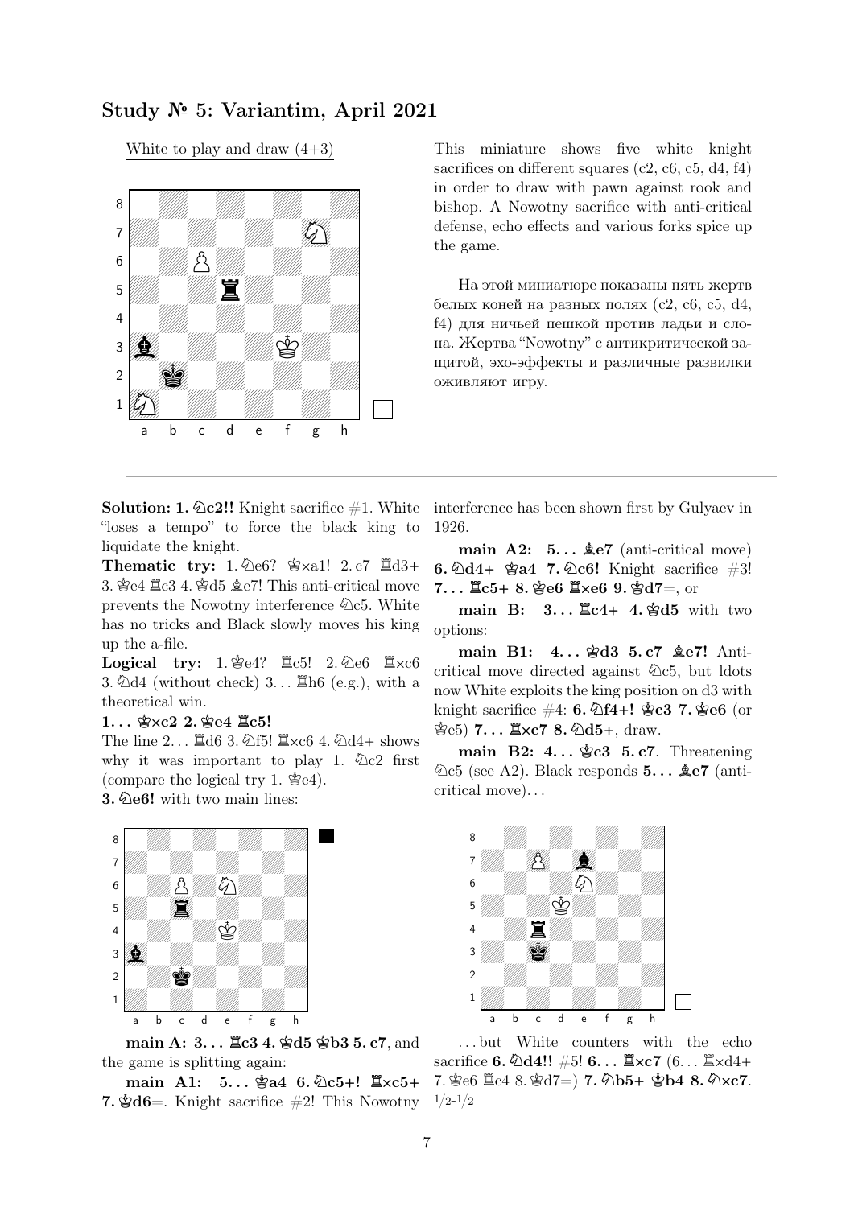## Study № 5: Variantim, April 2021

White to play and draw (4+3)

This miniature shows five white knight sacrifices on different squares (c2, c6, c5, d4, f4) in order to draw with pawn against rook and bishop. A Nowotny sacrifice with anti-critical defense, echo effects and various forks spice up the game.

На этой миниатюре показаны пять жертв белых коней на разных полях (c2, c6, c5, d4, f4) для ничьей пешкой против ладьи и слона. Жертва "Nowotny" с антикритической защитой, эхо-эффекты и различные развилки оживляют игру.

---

**Solution: 1. ♘c2!!** Knight sacrifice #1. White "loses a tempo" to force the black king to liquidate the knight.

**Thematic try:** 1. ♘e6? ♚×a1! 2. c7 ♜d3+ 3. ♔e4 ♜c3 4. ♔d5 ♝e7! This anti-critical move prevents the Nowotny interference ♘c5. White has no tricks and Black slowly moves his king up the a-file.

**Logical try:** 1. ♔e4? ♜c5! 2. ♘e6 ♜×c6 3. ♘d4 (without check) 3… ♜h6 (e.g.), with a theoretical win.

**1… ♚×c2 2. ♔e4 ♜c5!**

The line 2… ♜d6 3. ♘f5! ♜×c6 4. ♘d4+ shows why it was important to play 1. ♘c2 first (compare the logical try 1. ♔e4).

**3. ♘e6!** with two main lines:

**main A: 3… ♜c3 4. ♔d5 ♚b3 5. c7**, and the game is splitting again:

**main A1: 5… ♚a4 6. ♘c5+! ♜×c5+ 7. ♔d6**=. Knight sacrifice #2! This Nowotny interference has been shown first by Gulyaev in 1926.

**main A2: 5… ♝e7** (anti-critical move) **6. ♘d4+ ♚a4 7. ♘c6!** Knight sacrifice #3! **7… ♜c5+ 8. ♔e6 ♜×e6 9. ♔d7**=, or

**main B: 3… ♜c4+ 4. ♔d5** with two options:

**main B1: 4… ♚d3 5. c7 ♝e7!** Anti-critical move directed against ♘c5, but ldots now White exploits the king position on d3 with knight sacrifice #4: **6. ♘f4+! ♚c3 7. ♔e6** (or ♔e5) **7… ♜×c7 8. ♘d5+**, draw.

**main B2: 4… ♚c3 5. c7**. Threatening ♘c5 (see A2). Black responds **5… ♝e7** (anti-critical move)…

…but White counters with the echo sacrifice **6. ♘d4!!** #5! **6… ♜×c7** (6… ♜×d4+ 7. ♔e6 ♜c4 8. ♔d7=) **7. ♘b5+ ♚b4 8. ♘×c7**. 1/2-1/2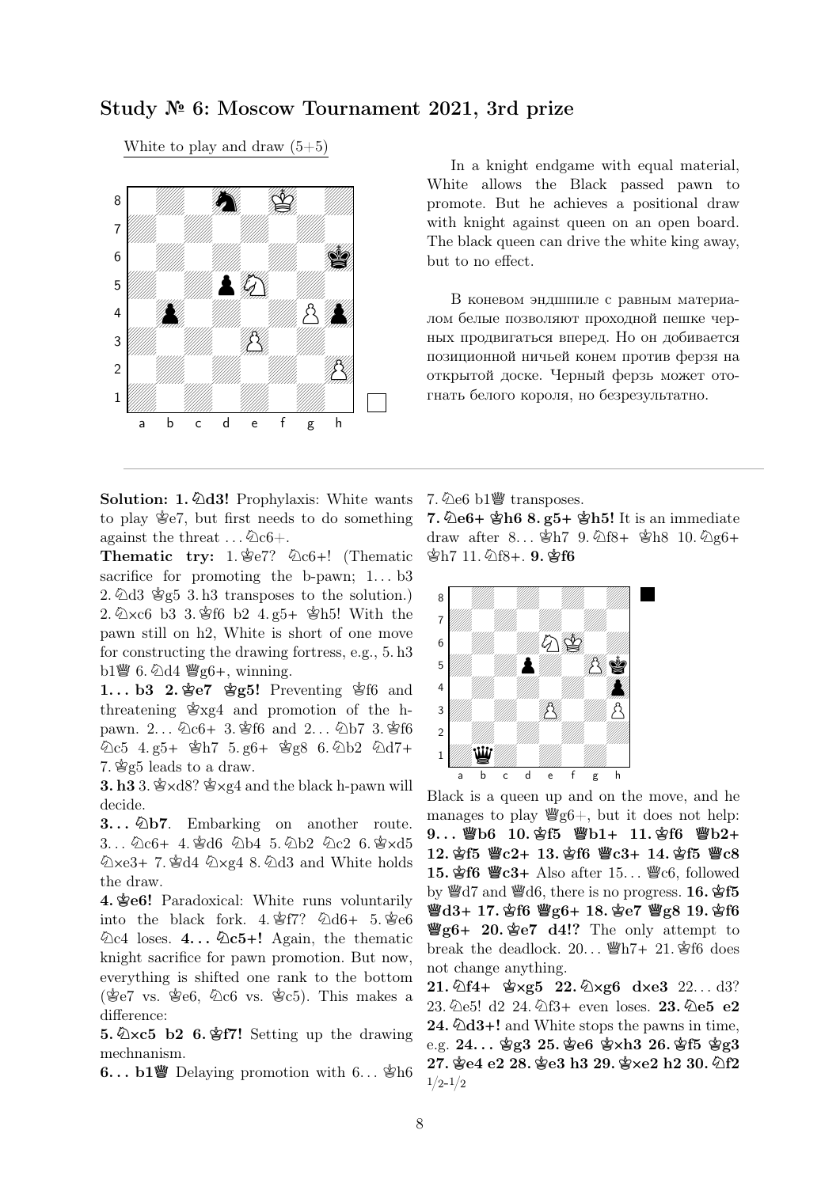## Study № 6: Moscow Tournament 2021, 3rd prize

White to play and draw (5+5)

In a knight endgame with equal material, White allows the Black passed pawn to promote. But he achieves a positional draw with knight against queen on an open board. The black queen can drive the white king away, but to no effect.

В коневом эндшпиле с равным материалом белые позволяют проходной пешке черных продвигаться вперед. Но он добивается позиционной ничьей конем против ферзя на открытой доске. Черный ферзь может отогнать белого короля, но безрезультатно.

**Solution: 1. ♘d3!** Prophylaxis: White wants to play ♔e7, but first needs to do something against the threat ... ♘c6+.

**Thematic try:** 1. ♔e7? ♘c6+! (Thematic sacrifice for promoting the b-pawn; 1... b3 2. ♘d3 ♔g5 3. h3 transposes to the solution.) 2. ♘×c6 b3 3. ♔f6 b2 4. g5+ ♔h5! With the pawn still on h2, White is short of one move for constructing the drawing fortress, e.g., 5. h3 b1♕ 6. ♘d4 ♕g6+, winning.

**1... b3 2. ♔e7 ♔g5!** Preventing ♔f6 and threatening ♔×g4 and promotion of the h-pawn. 2... ♘c6+ 3. ♔f6 and 2... ♘b7 3. ♔f6 ♘c5 4. g5+ ♔h7 5. g6+ ♔g8 6. ♘b2 ♘d7+ 7. ♔g5 leads to a draw.

**3. h3** 3. ♔×d8? ♔×g4 and the black h-pawn will decide.

**3... ♘b7**. Embarking on another route. 3... ♘c6+ 4. ♔d6 ♘b4 5. ♘b2 ♘c2 6. ♔×d5 ♘×e3+ 7. ♔d4 ♘×g4 8. ♘d3 and White holds the draw.

**4. ♔e6!** Paradoxical: White runs voluntarily into the black fork. 4. ♔f7? ♘d6+ 5. ♔e6 ♘c4 loses. **4... ♘c5+!** Again, the thematic knight sacrifice for pawn promotion. But now, everything is shifted one rank to the bottom (♔e7 vs. ♔e6, ♘c6 vs. ♔c5). This makes a difference:

**5. ♘×c5 b2 6. ♔f7!** Setting up the drawing mechnanism.

**6... b1♕** Delaying promotion with 6... ♔h6 7. ♘e6 b1♕ transposes.

**7. ♘e6+ ♔h6 8. g5+ ♔h5!** It is an immediate draw after 8... ♔h7 9. ♘f8+ ♔h8 10. ♘g6+ ♔h7 11. ♘f8+. **9. ♔f6**

Black is a queen up and on the move, and he manages to play ♕g6+, but it does not help: **9... ♕b6 10. ♔f5 ♕b1+ 11. ♔f6 ♕b2+ 12. ♔f5 ♕c2+ 13. ♔f6 ♕c3+ 14. ♔f5 ♕c8 15. ♔f6 ♕c3+** Also after 15... ♕c6, followed by ♕d7 and ♕d6, there is no progress. **16. ♔f5 ♕d3+ 17. ♔f6 ♕g6+ 18. ♔e7 ♕g8 19. ♔f6 ♕g6+ 20. ♔e7 d4!?** The only attempt to break the deadlock. 20... ♕h7+ 21. ♔f6 does not change anything.

**21. ♘f4+ ♔×g5 22. ♘×g6 d×e3** 22... d3? 23. ♘e5! d2 24. ♘f3+ even loses. **23. ♘e5 e2 24. ♘d3+!** and White stops the pawns in time, e.g. **24... ♔g3 25. ♔e6 ♔×h3 26. ♔f5 ♔g3 27. ♔e4 e2 28. ♔e3 h3 29. ♔×e2 h2 30. ♘f2** ½-½